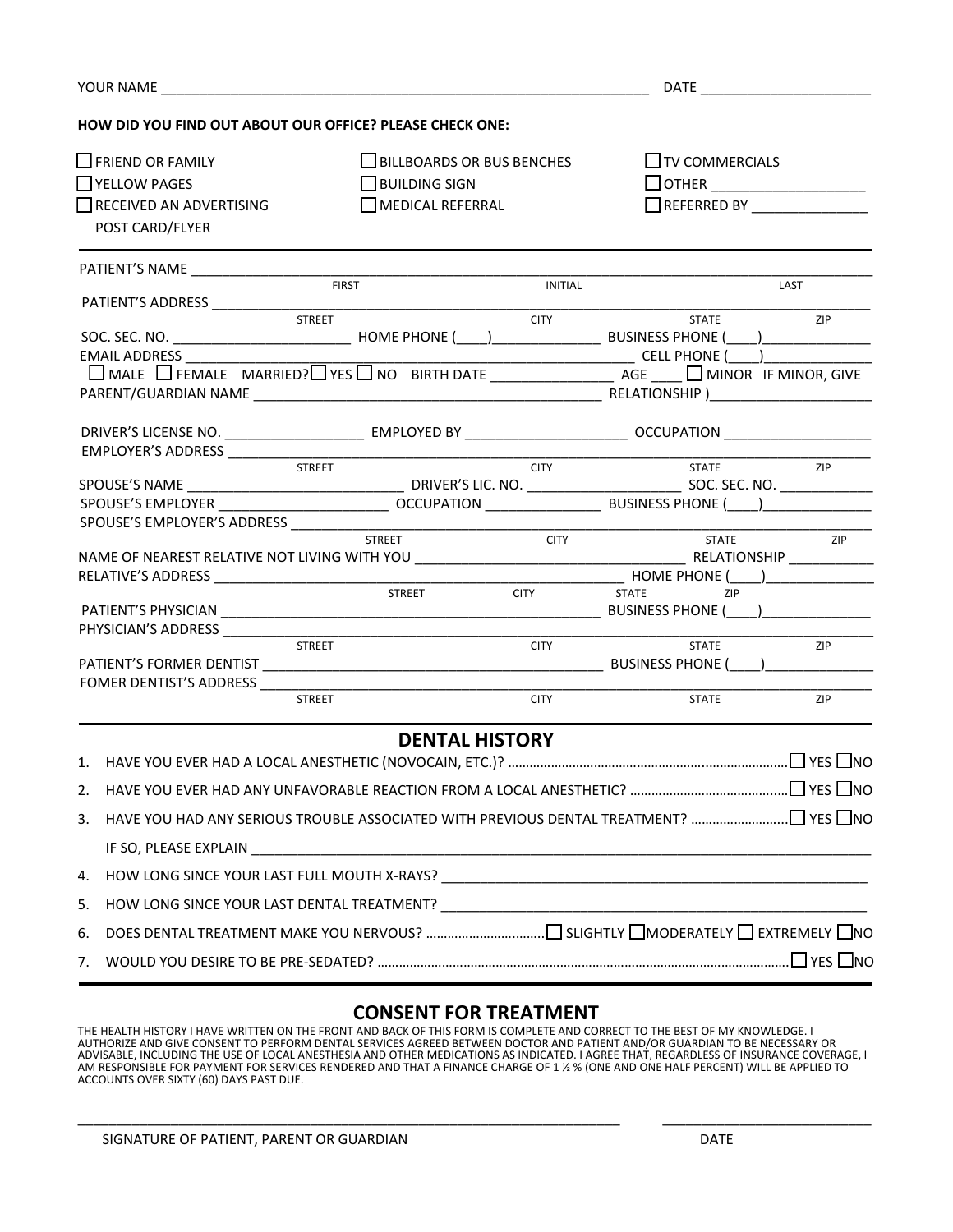YOUR NAME ______________________________________________ DATE ____________________

**HOW DID YOU FIND OUT ABOUT OUR OFFICE? PLEASE CHECK ONE:**

☐ FRIEND OR FAMILY ☐ BILLBOARDS OR BUS BENCHES ☐ TV COMMERCIALS

☐ YELLOW PAGES ☐ BUILDING SIGN ☐ OTHER ____________________

☐ RECEIVED AN ADVERTISING POST CARD/FLYER ☐ MEDICAL REFERRAL ☐ REFERRED BY _______________

---

PATIENT'S NAME ______________________________________________________________
FIRST INITIAL LAST

PATIENT'S ADDRESS ____________________________________________________________
STREET CITY STATE ZIP

SOC. SEC. NO. ______________________ HOME PHONE (____)_____________ BUSINESS PHONE (____)_____________

EMAIL ADDRESS ____________________________________________ CELL PHONE (____)_____________

☐ MALE ☐ FEMALE MARRIED? ☐ YES ☐ NO BIRTH DATE _______________ AGE ____ ☐ MINOR IF MINOR, GIVE

PARENT/GUARDIAN NAME ________________________________________ RELATIONSHIP )____________________

DRIVER'S LICENSE NO. _________________ EMPLOYED BY ____________________ OCCUPATION __________________

EMPLOYER'S ADDRESS ___________________________________________________________
STREET CITY STATE ZIP

SPOUSE'S NAME ___________________________ DRIVER'S LIC. NO. ___________________ SOC. SEC. NO. ____________

SPOUSE'S EMPLOYER _____________________ OCCUPATION ______________ BUSINESS PHONE (____)_____________

SPOUSE'S EMPLOYER'S ADDRESS _____________________________________________________
STREET CITY STATE ZIP

NAME OF NEAREST RELATIVE NOT LIVING WITH YOU _________________________________ RELATIONSHIP ___________

RELATIVE'S ADDRESS ________________________________________________ HOME PHONE (____)_____________
STREET CITY STATE ZIP

PATIENT'S PHYSICIAN ________________________________________________ BUSINESS PHONE (____)_____________

PHYSICIAN'S ADDRESS __________________________________________________________
STREET CITY STATE ZIP

PATIENT'S FORMER DENTIST ___________________________________________ BUSINESS PHONE (____)_____________

FOMER DENTIST'S ADDRESS ______________________________________________________
STREET CITY STATE ZIP

---

## DENTAL HISTORY

1. HAVE YOU EVER HAD A LOCAL ANESTHETIC (NOVOCAIN, ETC.)? .......... ☐ YES ☐ NO
2. HAVE YOU EVER HAD ANY UNFAVORABLE REACTION FROM A LOCAL ANESTHETIC? .......... ☐ YES ☐ NO
3. HAVE YOU HAD ANY SERIOUS TROUBLE ASSOCIATED WITH PREVIOUS DENTAL TREATMENT? .......... ☐ YES ☐ NO

   IF SO, PLEASE EXPLAIN ______________________________________________________________
4. HOW LONG SINCE YOUR LAST FULL MOUTH X-RAYS? ___________________________________________
5. HOW LONG SINCE YOUR LAST DENTAL TREATMENT? ____________________________________________
6. DOES DENTAL TREATMENT MAKE YOU NERVOUS? .......... ☐ SLIGHTLY ☐ MODERATELY ☐ EXTREMELY ☐ NO
7. WOULD YOU DESIRE TO BE PRE-SEDATED? .......... ☐ YES ☐ NO

---

## CONSENT FOR TREATMENT

THE HEALTH HISTORY I HAVE WRITTEN ON THE FRONT AND BACK OF THIS FORM IS COMPLETE AND CORRECT TO THE BEST OF MY KNOWLEDGE. I AUTHORIZE AND GIVE CONSENT TO PERFORM DENTAL SERVICES AGREED BETWEEN DOCTOR AND PATIENT AND/OR GUARDIAN TO BE NECESSARY OR ADVISABLE, INCLUDING THE USE OF LOCAL ANESTHESIA AND OTHER MEDICATIONS AS INDICATED. I AGREE THAT, REGARDLESS OF INSURANCE COVERAGE, I AM RESPONSIBLE FOR PAYMENT FOR SERVICES RENDERED AND THAT A FINANCE CHARGE OF 1 ½ % (ONE AND ONE HALF PERCENT) WILL BE APPLIED TO ACCOUNTS OVER SIXTY (60) DAYS PAST DUE.

______________________________________________________ ______________________

SIGNATURE OF PATIENT, PARENT OR GUARDIAN DATE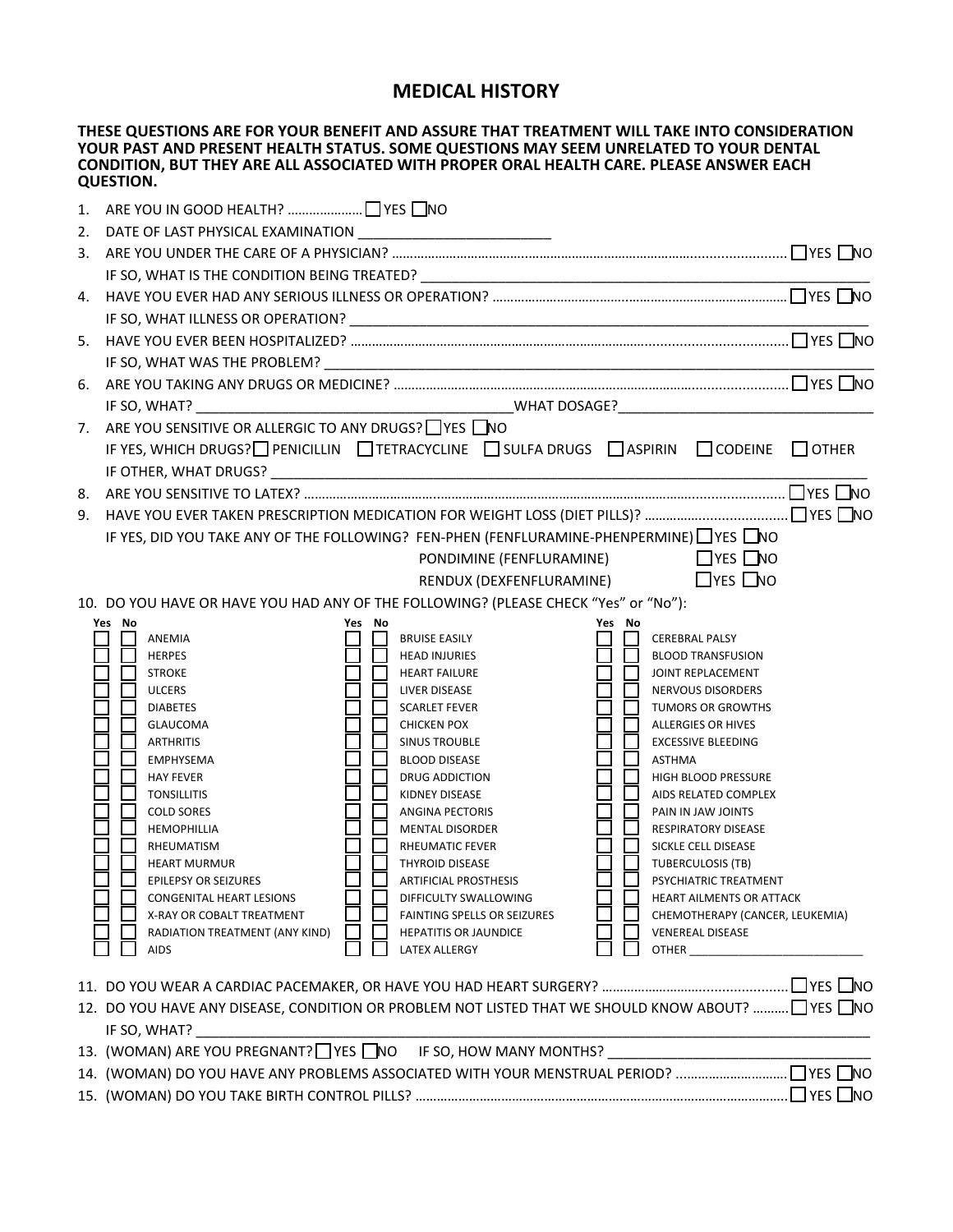# MEDICAL HISTORY

**THESE QUESTIONS ARE FOR YOUR BENEFIT AND ASSURE THAT TREATMENT WILL TAKE INTO CONSIDERATION YOUR PAST AND PRESENT HEALTH STATUS. SOME QUESTIONS MAY SEEM UNRELATED TO YOUR DENTAL CONDITION, BUT THEY ARE ALL ASSOCIATED WITH PROPER ORAL HEALTH CARE. PLEASE ANSWER EACH QUESTION.**

1. ARE YOU IN GOOD HEALTH? ..................... ☐ YES ☐ NO
2. DATE OF LAST PHYSICAL EXAMINATION \_\_\_\_\_\_\_\_\_\_\_\_\_\_\_\_\_\_\_\_\_\_\_\_\_
3. ARE YOU UNDER THE CARE OF A PHYSICIAN? .......................................................................................... ☐ YES ☐ NO
   IF SO, WHAT IS THE CONDITION BEING TREATED? \_\_\_\_\_\_\_\_\_\_\_\_\_\_\_\_\_\_\_\_\_\_\_\_\_\_\_\_\_\_\_\_\_\_\_\_\_\_\_\_\_\_\_\_\_\_\_\_\_\_\_\_\_\_\_\_
4. HAVE YOU EVER HAD ANY SERIOUS ILLNESS OR OPERATION? ................................................................................ ☐ YES ☐ NO
   IF SO, WHAT ILLNESS OR OPERATION? \_\_\_\_\_\_\_\_\_\_\_\_\_\_\_\_\_\_\_\_\_\_\_\_\_\_\_\_\_\_\_\_\_\_\_\_\_\_\_\_\_\_\_\_\_\_\_\_\_\_\_\_\_\_\_\_\_\_\_\_\_\_
5. HAVE YOU EVER BEEN HOSPITALIZED? ...................................................................................................... ☐ YES ☐ NO
   IF SO, WHAT WAS THE PROBLEM? \_\_\_\_\_\_\_\_\_\_\_\_\_\_\_\_\_\_\_\_\_\_\_\_\_\_\_\_\_\_\_\_\_\_\_\_\_\_\_\_\_\_\_\_\_\_\_\_\_\_\_\_\_\_\_\_\_\_\_\_\_\_\_\_\_\_
6. ARE YOU TAKING ANY DRUGS OR MEDICINE? ........................................................................................... ☐ YES ☐ NO
   IF SO, WHAT? \_\_\_\_\_\_\_\_\_\_\_\_\_\_\_\_\_\_\_\_\_\_\_\_\_\_\_\_\_\_\_\_\_\_\_\_\_\_\_\_\_\_\_\_WHAT DOSAGE?\_\_\_\_\_\_\_\_\_\_\_\_\_\_\_\_\_\_\_\_\_\_\_\_\_\_\_\_\_\_\_\_\_
7. ARE YOU SENSITIVE OR ALLERGIC TO ANY DRUGS? ☐ YES ☐ NO
   IF YES, WHICH DRUGS? ☐ PENICILLIN ☐ TETRACYCLINE ☐ SULFA DRUGS ☐ ASPIRIN ☐ CODEINE ☐ OTHER
   IF OTHER, WHAT DRUGS? \_\_\_\_\_\_\_\_\_\_\_\_\_\_\_\_\_\_\_\_\_\_\_\_\_\_\_\_\_\_\_\_\_\_\_\_\_\_\_\_\_\_\_\_\_\_\_\_\_\_\_\_\_\_\_\_\_\_\_\_\_\_\_\_\_\_\_\_\_\_\_\_\_\_
8. ARE YOU SENSITIVE TO LATEX? .................................................................................................................. ☐ YES ☐ NO
9. HAVE YOU EVER TAKEN PRESCRIPTION MEDICATION FOR WEIGHT LOSS (DIET PILLS)? ..................................... ☐ YES ☐ NO
   IF YES, DID YOU TAKE ANY OF THE FOLLOWING? FEN-PHEN (FENFLURAMINE-PHENPERMINE) ☐ YES ☐ NO
   PONDIMINE (FENFLURAMINE) ☐ YES ☐ NO
   RENDUX (DEXFENFLURAMINE) ☐ YES ☐ NO
10. DO YOU HAVE OR HAVE YOU HAD ANY OF THE FOLLOWING? (PLEASE CHECK "Yes" or "No"):

| Yes | No | | Yes | No | | Yes | No | |
|---|---|---|---|---|---|---|---|---|
| ☐ | ☐ | ANEMIA | ☐ | ☐ | BRUISE EASILY | ☐ | ☐ | CEREBRAL PALSY |
| ☐ | ☐ | HERPES | ☐ | ☐ | HEAD INJURIES | ☐ | ☐ | BLOOD TRANSFUSION |
| ☐ | ☐ | STROKE | ☐ | ☐ | HEART FAILURE | ☐ | ☐ | JOINT REPLACEMENT |
| ☐ | ☐ | ULCERS | ☐ | ☐ | LIVER DISEASE | ☐ | ☐ | NERVOUS DISORDERS |
| ☐ | ☐ | DIABETES | ☐ | ☐ | SCARLET FEVER | ☐ | ☐ | TUMORS OR GROWTHS |
| ☐ | ☐ | GLAUCOMA | ☐ | ☐ | CHICKEN POX | ☐ | ☐ | ALLERGIES OR HIVES |
| ☐ | ☐ | ARTHRITIS | ☐ | ☐ | SINUS TROUBLE | ☐ | ☐ | EXCESSIVE BLEEDING |
| ☐ | ☐ | EMPHYSEMA | ☐ | ☐ | BLOOD DISEASE | ☐ | ☐ | ASTHMA |
| ☐ | ☐ | HAY FEVER | ☐ | ☐ | DRUG ADDICTION | ☐ | ☐ | HIGH BLOOD PRESSURE |
| ☐ | ☐ | TONSILLITIS | ☐ | ☐ | KIDNEY DISEASE | ☐ | ☐ | AIDS RELATED COMPLEX |
| ☐ | ☐ | COLD SORES | ☐ | ☐ | ANGINA PECTORIS | ☐ | ☐ | PAIN IN JAW JOINTS |
| ☐ | ☐ | HEMOPHILLIA | ☐ | ☐ | MENTAL DISORDER | ☐ | ☐ | RESPIRATORY DISEASE |
| ☐ | ☐ | RHEUMATISM | ☐ | ☐ | RHEUMATIC FEVER | ☐ | ☐ | SICKLE CELL DISEASE |
| ☐ | ☐ | HEART MURMUR | ☐ | ☐ | THYROID DISEASE | ☐ | ☐ | TUBERCULOSIS (TB) |
| ☐ | ☐ | EPILEPSY OR SEIZURES | ☐ | ☐ | ARTIFICIAL PROSTHESIS | ☐ | ☐ | PSYCHIATRIC TREATMENT |
| ☐ | ☐ | CONGENITAL HEART LESIONS | ☐ | ☐ | DIFFICULTY SWALLOWING | ☐ | ☐ | HEART AILMENTS OR ATTACK |
| ☐ | ☐ | X-RAY OR COBALT TREATMENT | ☐ | ☐ | FAINTING SPELLS OR SEIZURES | ☐ | ☐ | CHEMOTHERAPY (CANCER, LEUKEMIA) |
| ☐ | ☐ | RADIATION TREATMENT (ANY KIND) | ☐ | ☐ | HEPATITIS OR JAUNDICE | ☐ | ☐ | VENEREAL DISEASE |
| ☐ | ☐ | AIDS | ☐ | ☐ | LATEX ALLERGY | ☐ | ☐ | OTHER \_\_\_\_\_\_\_\_\_\_\_\_\_\_\_\_\_\_\_\_\_\_\_\_\_\_ |

11. DO YOU WEAR A CARDIAC PACEMAKER, OR HAVE YOU HAD HEART SURGERY? ................................................ ☐ YES ☐ NO
12. DO YOU HAVE ANY DISEASE, CONDITION OR PROBLEM NOT LISTED THAT WE SHOULD KNOW ABOUT? .......... ☐ YES ☐ NO
    IF SO, WHAT? \_\_\_\_\_\_\_\_\_\_\_\_\_\_\_\_\_\_\_\_\_\_\_\_\_\_\_\_\_\_\_\_\_\_\_\_\_\_\_\_\_\_\_\_\_\_\_\_\_\_\_\_\_\_\_\_\_\_\_\_\_\_\_\_\_\_\_\_\_\_\_\_\_\_\_\_\_\_\_\_\_\_\_\_\_\_\_\_\_\_
13. (WOMAN) ARE YOU PREGNANT? ☐ YES ☐ NO IF SO, HOW MANY MONTHS? \_\_\_\_\_\_\_\_\_\_\_\_\_\_\_\_\_\_\_\_\_\_\_\_\_\_\_\_\_\_\_\_\_\_\_
14. (WOMAN) DO YOU HAVE ANY PROBLEMS ASSOCIATED WITH YOUR MENSTRUAL PERIOD? .............................. ☐ YES ☐ NO
15. (WOMAN) DO YOU TAKE BIRTH CONTROL PILLS? ........................................................................................ ☐ YES ☐ NO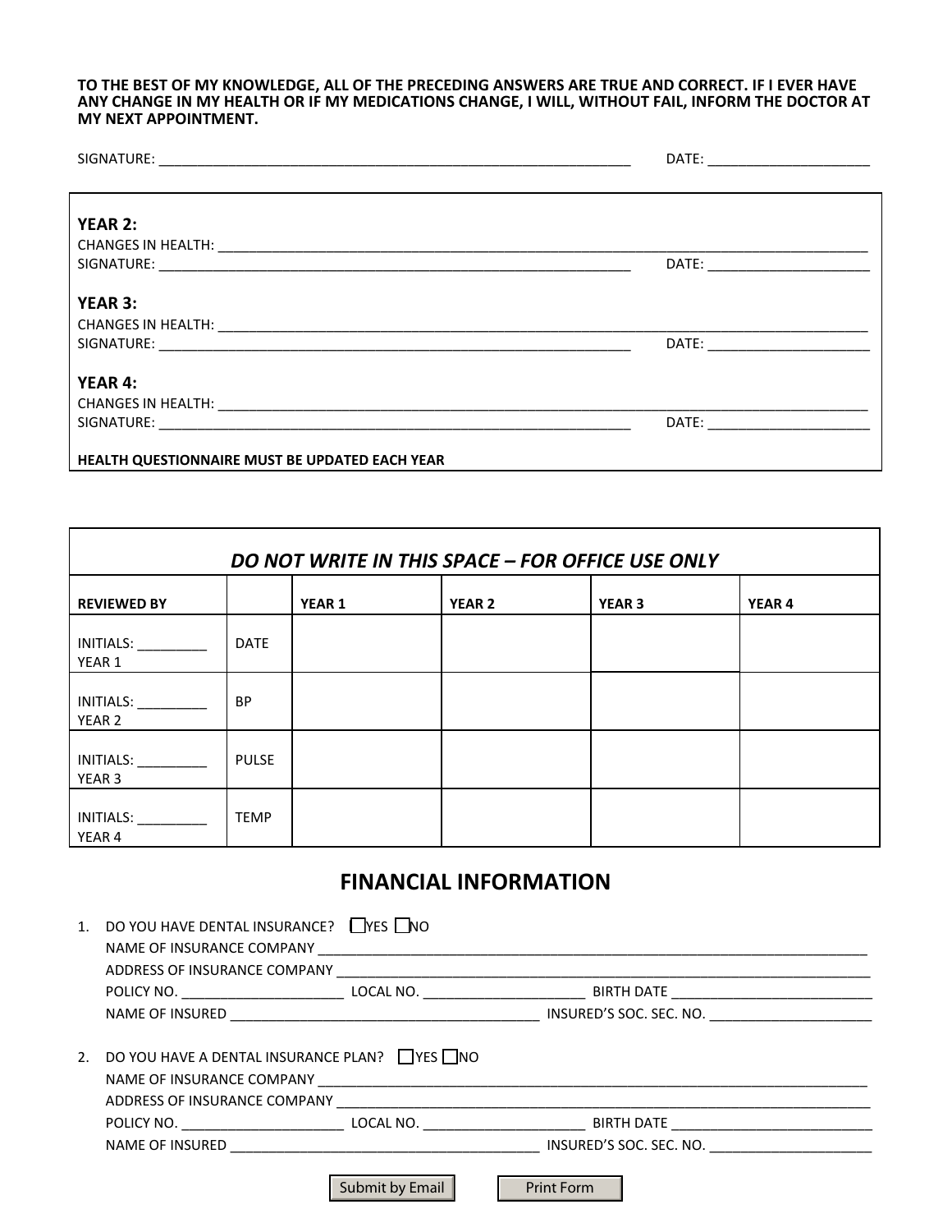**TO THE BEST OF MY KNOWLEDGE, ALL OF THE PRECEDING ANSWERS ARE TRUE AND CORRECT. IF I EVER HAVE ANY CHANGE IN MY HEALTH OR IF MY MEDICATIONS CHANGE, I WILL, WITHOUT FAIL, INFORM THE DOCTOR AT MY NEXT APPOINTMENT.**

SIGNATURE: ______________________________________________________________ DATE: _____________________

**YEAR 2:**

CHANGES IN HEALTH: ___________________________________________________________________________________

SIGNATURE: ______________________________________________________________ DATE: _____________________

**YEAR 3:**

CHANGES IN HEALTH: ___________________________________________________________________________________

SIGNATURE: ______________________________________________________________ DATE: _____________________

**YEAR 4:**

CHANGES IN HEALTH: ___________________________________________________________________________________

SIGNATURE: ______________________________________________________________ DATE: _____________________

**HEALTH QUESTIONNAIRE MUST BE UPDATED EACH YEAR**

***DO NOT WRITE IN THIS SPACE – FOR OFFICE USE ONLY***

| REVIEWED BY | | YEAR 1 | YEAR 2 | YEAR 3 | YEAR 4 |
|---|---|---|---|---|---|
| INITIALS: _________ YEAR 1 | DATE | | | | |
| INITIALS: _________ YEAR 2 | BP | | | | |
| INITIALS: _________ YEAR 3 | PULSE | | | | |
| INITIALS: _________ YEAR 4 | TEMP | | | | |

## FINANCIAL INFORMATION

1. DO YOU HAVE DENTAL INSURANCE? ☐ YES ☐ NO
   NAME OF INSURANCE COMPANY ___________________________________________________________________________
   ADDRESS OF INSURANCE COMPANY ________________________________________________________________________
   POLICY NO. _____________________ LOCAL NO. _____________________ BIRTH DATE ___________________________
   NAME OF INSURED __________________________________________ INSURED'S SOC. SEC. NO. _____________________

2. DO YOU HAVE A DENTAL INSURANCE PLAN? ☐ YES ☐ NO
   NAME OF INSURANCE COMPANY ___________________________________________________________________________
   ADDRESS OF INSURANCE COMPANY ________________________________________________________________________
   POLICY NO. _____________________ LOCAL NO. _____________________ BIRTH DATE ___________________________
   NAME OF INSURED __________________________________________ INSURED'S SOC. SEC. NO. _____________________

Submit by Email | Print Form